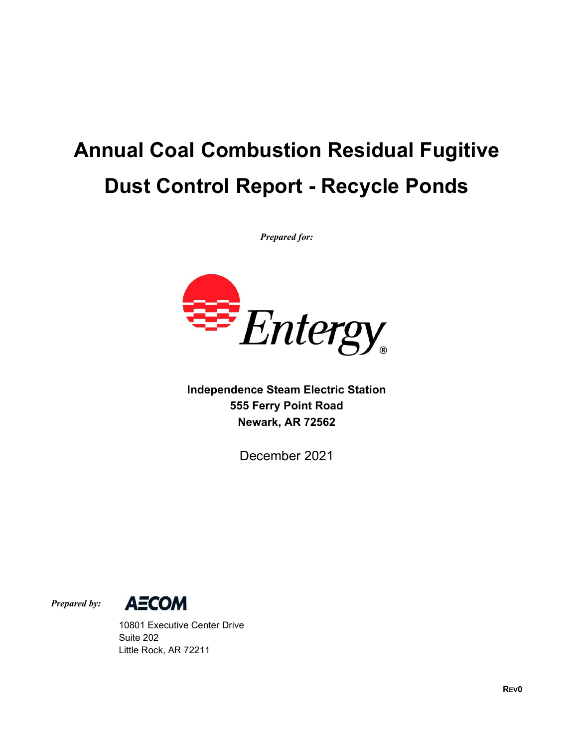# Annual Coal Combustion Residual Fugitive Dust Control Report - Recycle Ponds

*Prepared for:*

Entergy

**Independence Steam Electric Station**
**555 Ferry Point Road**
**Newark, AR 72562**

December 2021

*Prepared by:*

AECOM
10801 Executive Center Drive
Suite 202
Little Rock, AR 72211

**REV0**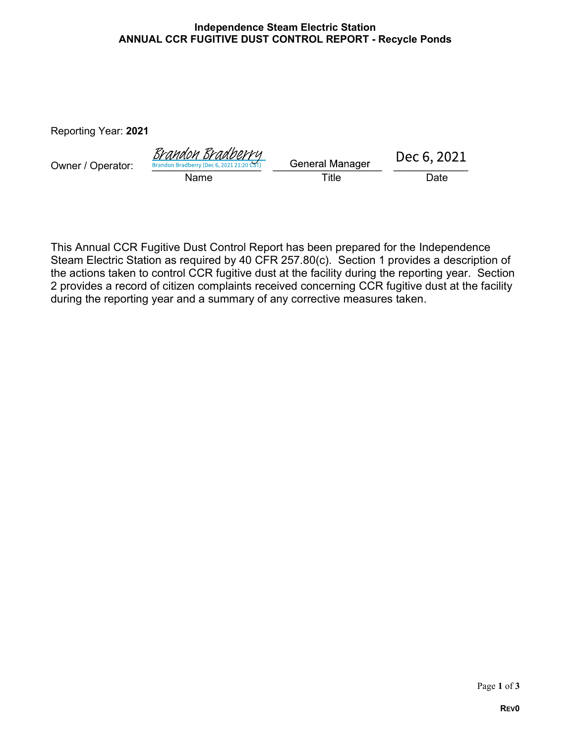# Independence Steam Electric Station
## ANNUAL CCR FUGITIVE DUST CONTROL REPORT - Recycle Ponds

Reporting Year: **2021**

| Owner / Operator: | Brandon Bradberry (Brandon Bradberry (Dec 6, 2021 21:20 CST)) | General Manager | Dec 6, 2021 |
|---|---|---|---|
| | Name | Title | Date |

This Annual CCR Fugitive Dust Control Report has been prepared for the Independence Steam Electric Station as required by 40 CFR 257.80(c). Section 1 provides a description of the actions taken to control CCR fugitive dust at the facility during the reporting year. Section 2 provides a record of citizen complaints received concerning CCR fugitive dust at the facility during the reporting year and a summary of any corrective measures taken.

**REV0**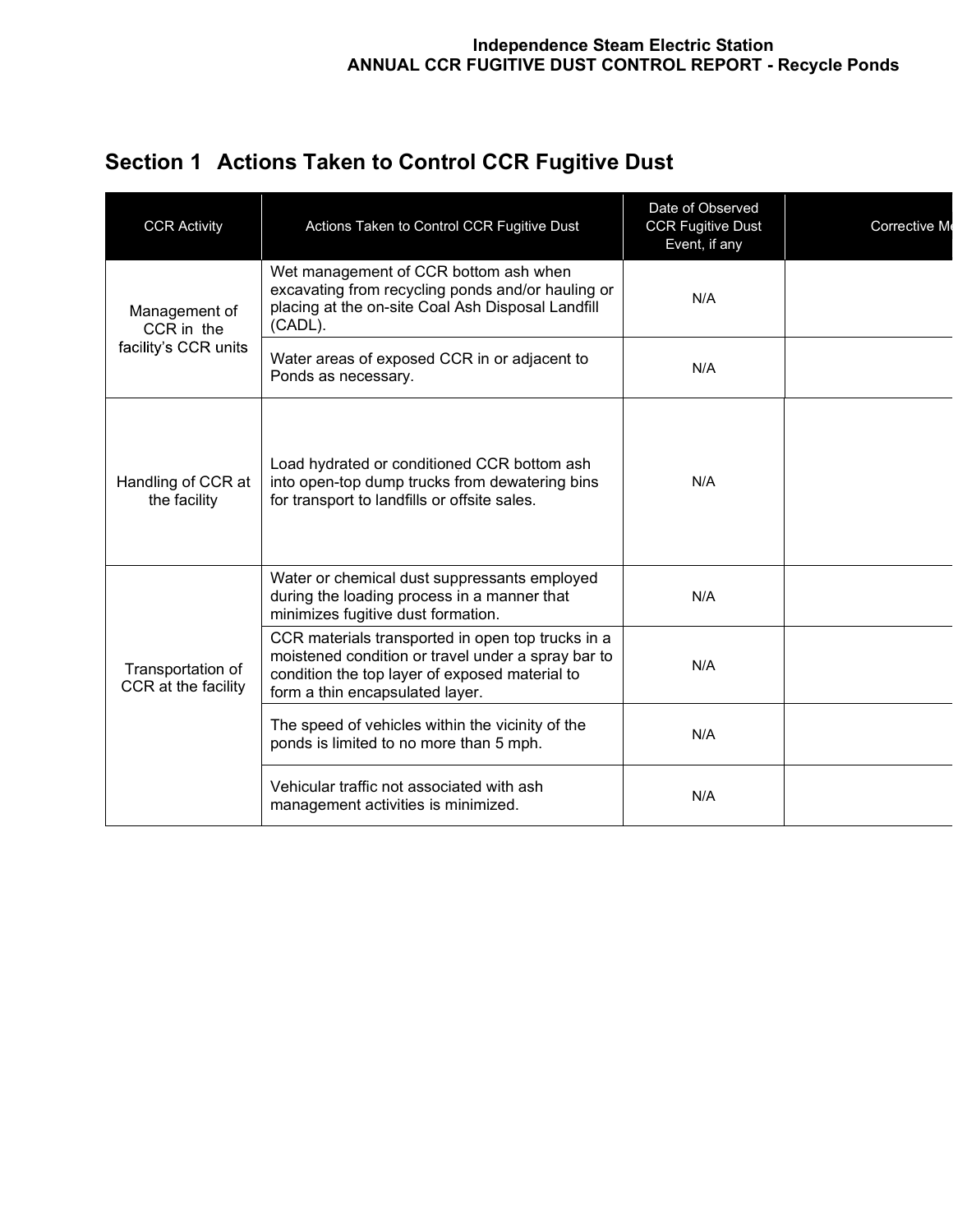## Section 1 Actions Taken to Control CCR Fugitive Dust

| CCR Activity | Actions Taken to Control CCR Fugitive Dust | Date of Observed CCR Fugitive Dust Event, if any | Corrective M |
|---|---|---|---|
| Management of CCR in the facility's CCR units | Wet management of CCR bottom ash when excavating from recycling ponds and/or hauling or placing at the on-site Coal Ash Disposal Landfill (CADL). | N/A | |
| | Water areas of exposed CCR in or adjacent to Ponds as necessary. | N/A | |
| Handling of CCR at the facility | Load hydrated or conditioned CCR bottom ash into open-top dump trucks from dewatering bins for transport to landfills or offsite sales. | N/A | |
| Transportation of CCR at the facility | Water or chemical dust suppressants employed during the loading process in a manner that minimizes fugitive dust formation. | N/A | |
| | CCR materials transported in open top trucks in a moistened condition or travel under a spray bar to condition the top layer of exposed material to form a thin encapsulated layer. | N/A | |
| | The speed of vehicles within the vicinity of the ponds is limited to no more than 5 mph. | N/A | |
| | Vehicular traffic not associated with ash management activities is minimized. | N/A | |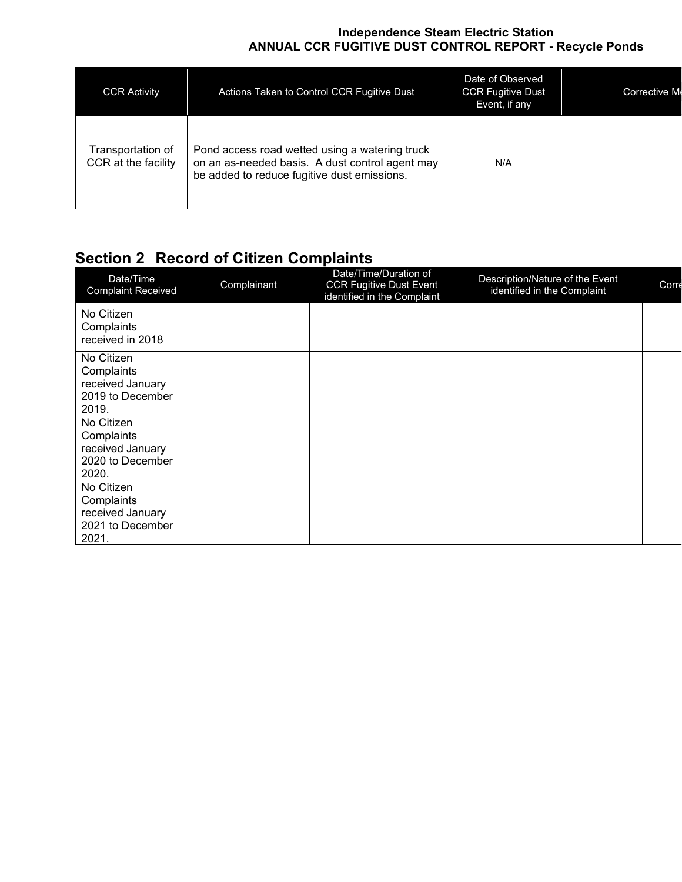**Independence Steam Electric Station**
**ANNUAL CCR FUGITIVE DUST CONTROL REPORT - Recycle Ponds**

| CCR Activity | Actions Taken to Control CCR Fugitive Dust | Date of Observed CCR Fugitive Dust Event, if any | Corrective M |
|---|---|---|---|
| Transportation of CCR at the facility | Pond access road wetted using a watering truck on an as-needed basis. A dust control agent may be added to reduce fugitive dust emissions. | N/A | |

## Section 2 Record of Citizen Complaints

| Date/Time Complaint Received | Complainant | Date/Time/Duration of CCR Fugitive Dust Event identified in the Complaint | Description/Nature of the Event identified in the Complaint | Corre |
|---|---|---|---|---|
| No Citizen Complaints received in 2018 | | | | |
| No Citizen Complaints received January 2019 to December 2019. | | | | |
| No Citizen Complaints received January 2020 to December 2020. | | | | |
| No Citizen Complaints received January 2021 to December 2021. | | | | |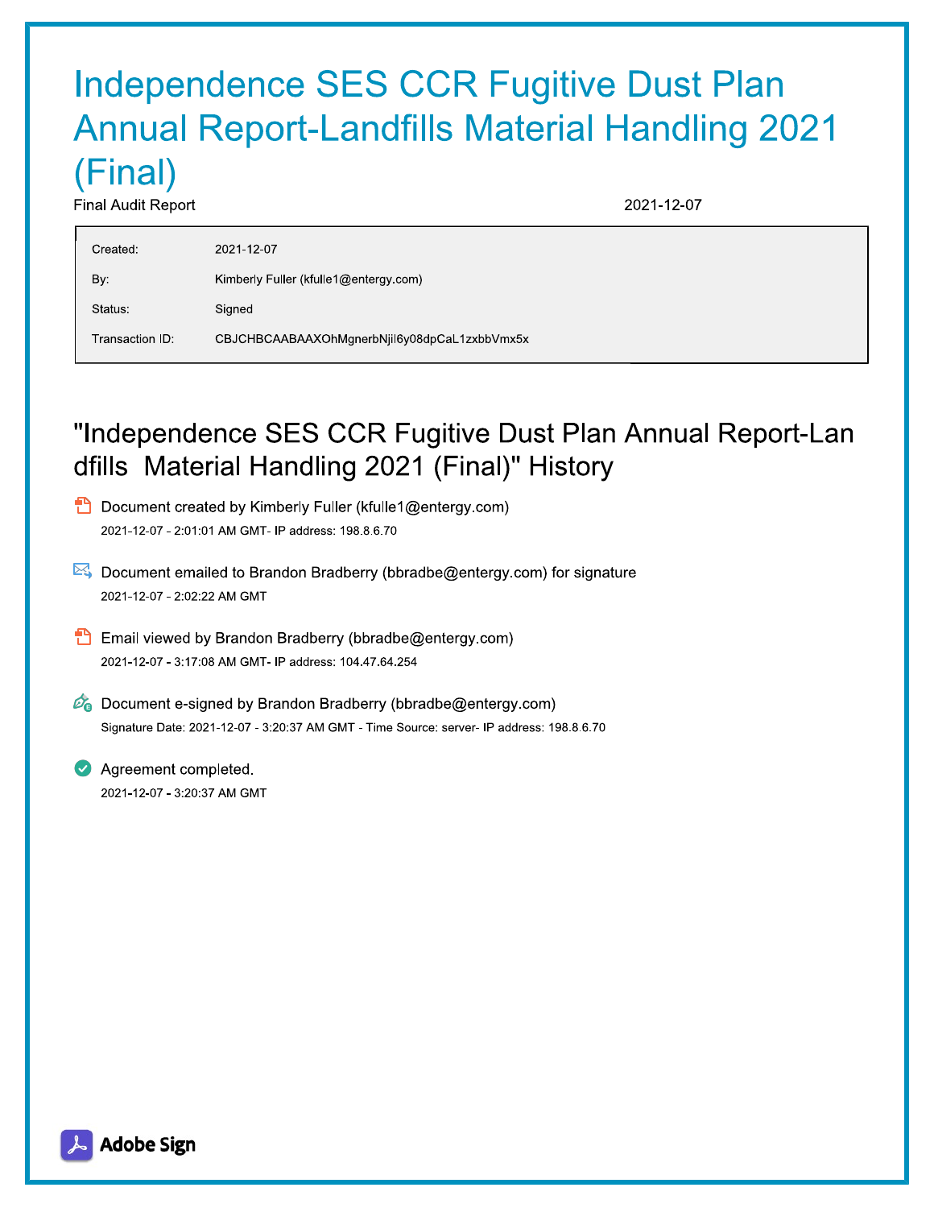# Independence SES CCR Fugitive Dust Plan Annual Report-Landfills Material Handling 2021 (Final)

Final Audit Report 2021-12-07

| | |
|---|---|
| Created: | 2021-12-07 |
| By: | Kimberly Fuller (kfulle1@entergy.com) |
| Status: | Signed |
| Transaction ID: | CBJCHBCAABAAXOhMgnerbNjil6y08dpCaL1zxbbVmx5x |

## "Independence SES CCR Fugitive Dust Plan Annual Report-Landfills Material Handling 2021 (Final)" History

- Document created by Kimberly Fuller (kfulle1@entergy.com)
  2021-12-07 - 2:01:01 AM GMT- IP address: 198.8.6.70

- Document emailed to Brandon Bradberry (bbradbe@entergy.com) for signature
  2021-12-07 - 2:02:22 AM GMT

- Email viewed by Brandon Bradberry (bbradbe@entergy.com)
  2021-12-07 - 3:17:08 AM GMT- IP address: 104.47.64.254

- Document e-signed by Brandon Bradberry (bbradbe@entergy.com)
  Signature Date: 2021-12-07 - 3:20:37 AM GMT - Time Source: server- IP address: 198.8.6.70

- Agreement completed.
  2021-12-07 - 3:20:37 AM GMT

Adobe Sign